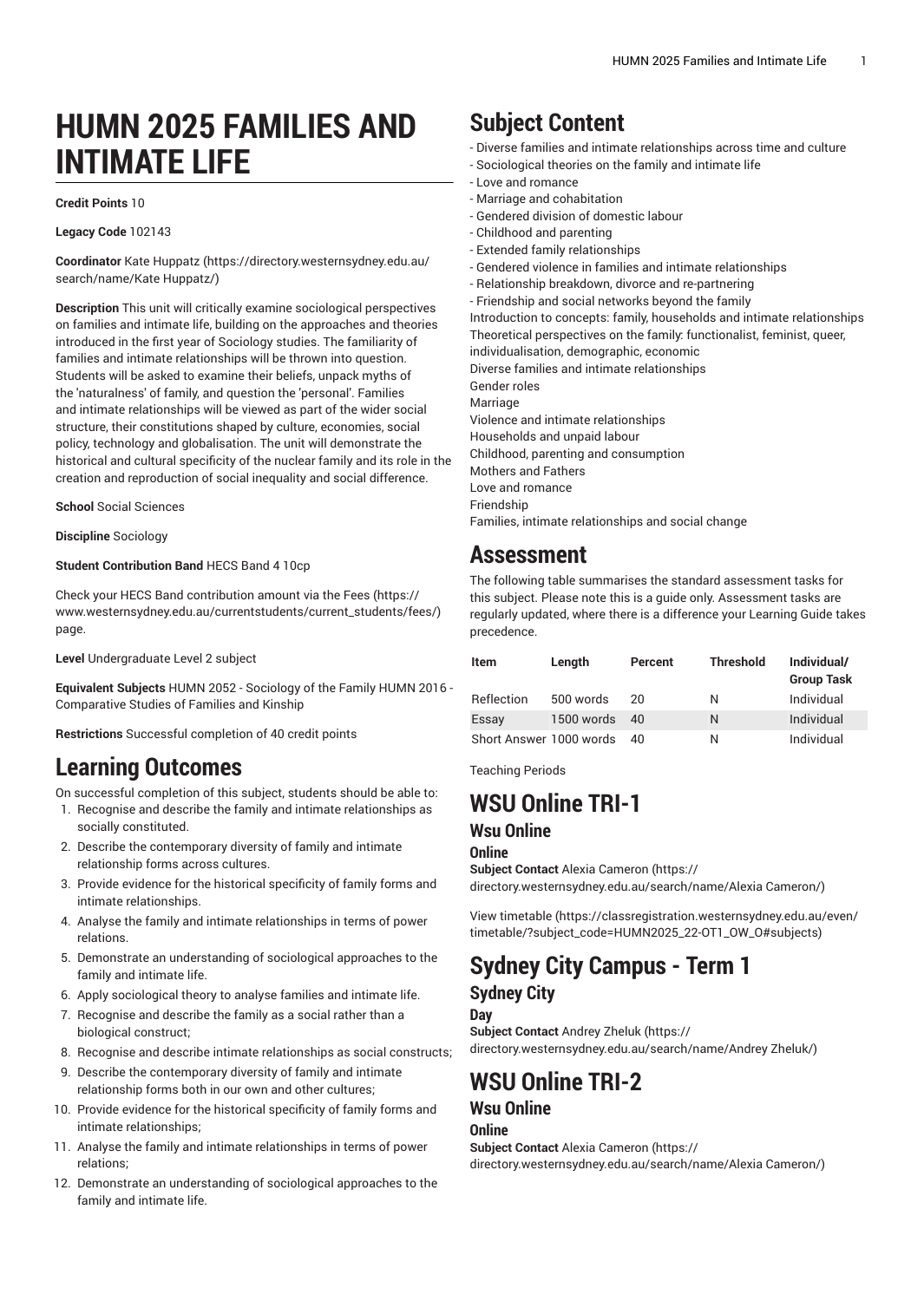# HUMN 2025 FAMILIES AND INTIMATE LIFE

**Credit Points** 10

**Legacy Code** 102143

**Coordinator** Kate Huppatz (https://directory.westernsydney.edu.au/search/name/Kate Huppatz/)

**Description** This unit will critically examine sociological perspectives on families and intimate life, building on the approaches and theories introduced in the first year of Sociology studies. The familiarity of families and intimate relationships will be thrown into question. Students will be asked to examine their beliefs, unpack myths of the 'naturalness' of family, and question the 'personal'. Families and intimate relationships will be viewed as part of the wider social structure, their constitutions shaped by culture, economies, social policy, technology and globalisation. The unit will demonstrate the historical and cultural specificity of the nuclear family and its role in the creation and reproduction of social inequality and social difference.

**School** Social Sciences

**Discipline** Sociology

**Student Contribution Band** HECS Band 4 10cp

Check your HECS Band contribution amount via the Fees (https://www.westernsydney.edu.au/currentstudents/current_students/fees/) page.

**Level** Undergraduate Level 2 subject

**Equivalent Subjects** HUMN 2052 - Sociology of the Family HUMN 2016 - Comparative Studies of Families and Kinship

**Restrictions** Successful completion of 40 credit points

## Learning Outcomes

On successful completion of this subject, students should be able to:

1. Recognise and describe the family and intimate relationships as socially constituted.
2. Describe the contemporary diversity of family and intimate relationship forms across cultures.
3. Provide evidence for the historical specificity of family forms and intimate relationships.
4. Analyse the family and intimate relationships in terms of power relations.
5. Demonstrate an understanding of sociological approaches to the family and intimate life.
6. Apply sociological theory to analyse families and intimate life.
7. Recognise and describe the family as a social rather than a biological construct;
8. Recognise and describe intimate relationships as social constructs;
9. Describe the contemporary diversity of family and intimate relationship forms both in our own and other cultures;
10. Provide evidence for the historical specificity of family forms and intimate relationships;
11. Analyse the family and intimate relationships in terms of power relations;
12. Demonstrate an understanding of sociological approaches to the family and intimate life.

## Subject Content

- Diverse families and intimate relationships across time and culture
- Sociological theories on the family and intimate life
- Love and romance
- Marriage and cohabitation
- Gendered division of domestic labour
- Childhood and parenting
- Extended family relationships
- Gendered violence in families and intimate relationships
- Relationship breakdown, divorce and re-partnering
- Friendship and social networks beyond the family

Introduction to concepts: family, households and intimate relationships
Theoretical perspectives on the family: functionalist, feminist, queer, individualisation, demographic, economic
Diverse families and intimate relationships
Gender roles
Marriage
Violence and intimate relationships
Households and unpaid labour
Childhood, parenting and consumption
Mothers and Fathers
Love and romance
Friendship
Families, intimate relationships and social change

## Assessment

The following table summarises the standard assessment tasks for this subject. Please note this is a guide only. Assessment tasks are regularly updated, where there is a difference your Learning Guide takes precedence.

| Item | Length | Percent | Threshold | Individual/ Group Task |
|---|---|---|---|---|
| Reflection | 500 words | 20 | N | Individual |
| Essay | 1500 words | 40 | N | Individual |
| Short Answer | 1000 words | 40 | N | Individual |

Teaching Periods

# WSU Online TRI-1

## Wsu Online

### Online

**Subject Contact** Alexia Cameron (https://directory.westernsydney.edu.au/search/name/Alexia Cameron/)

View timetable (https://classregistration.westernsydney.edu.au/even/timetable/?subject_code=HUMN2025_22-OT1_OW_O#subjects)

# Sydney City Campus - Term 1

## Sydney City

### Day

**Subject Contact** Andrey Zheluk (https://directory.westernsydney.edu.au/search/name/Andrey Zheluk/)

# WSU Online TRI-2

## Wsu Online

### Online

**Subject Contact** Alexia Cameron (https://directory.westernsydney.edu.au/search/name/Alexia Cameron/)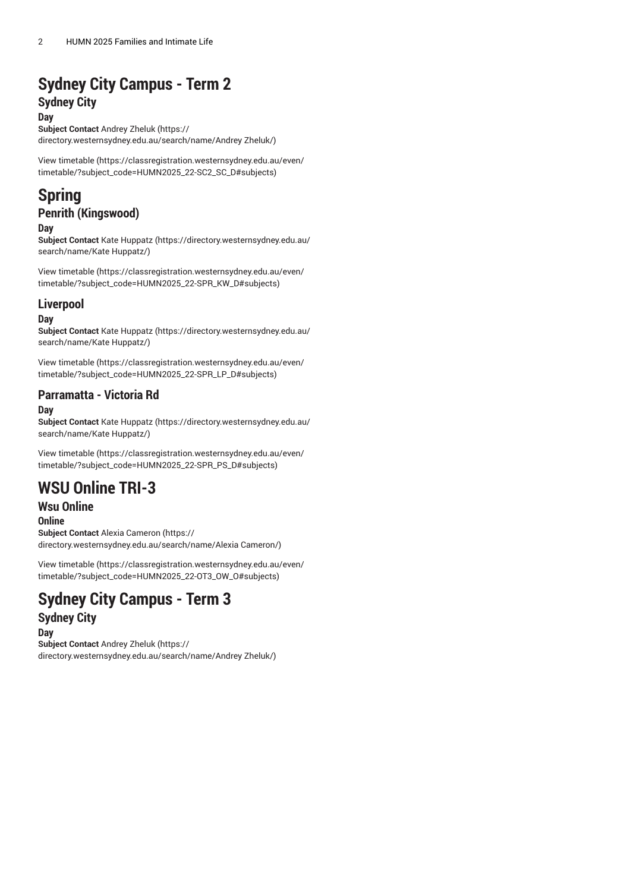# Sydney City Campus - Term 2

## Sydney City

### Day

**Subject Contact** Andrey Zheluk (https://directory.westernsydney.edu.au/search/name/Andrey Zheluk/)

View timetable (https://classregistration.westernsydney.edu.au/even/timetable/?subject_code=HUMN2025_22-SC2_SC_D#subjects)

# Spring

## Penrith (Kingswood)

### Day

**Subject Contact** Kate Huppatz (https://directory.westernsydney.edu.au/search/name/Kate Huppatz/)

View timetable (https://classregistration.westernsydney.edu.au/even/timetable/?subject_code=HUMN2025_22-SPR_KW_D#subjects)

## Liverpool

### Day

**Subject Contact** Kate Huppatz (https://directory.westernsydney.edu.au/search/name/Kate Huppatz/)

View timetable (https://classregistration.westernsydney.edu.au/even/timetable/?subject_code=HUMN2025_22-SPR_LP_D#subjects)

## Parramatta - Victoria Rd

### Day

**Subject Contact** Kate Huppatz (https://directory.westernsydney.edu.au/search/name/Kate Huppatz/)

View timetable (https://classregistration.westernsydney.edu.au/even/timetable/?subject_code=HUMN2025_22-SPR_PS_D#subjects)

# WSU Online TRI-3

## Wsu Online

### Online

**Subject Contact** Alexia Cameron (https://directory.westernsydney.edu.au/search/name/Alexia Cameron/)

View timetable (https://classregistration.westernsydney.edu.au/even/timetable/?subject_code=HUMN2025_22-OT3_OW_O#subjects)

# Sydney City Campus - Term 3

## Sydney City

### Day

**Subject Contact** Andrey Zheluk (https://directory.westernsydney.edu.au/search/name/Andrey Zheluk/)